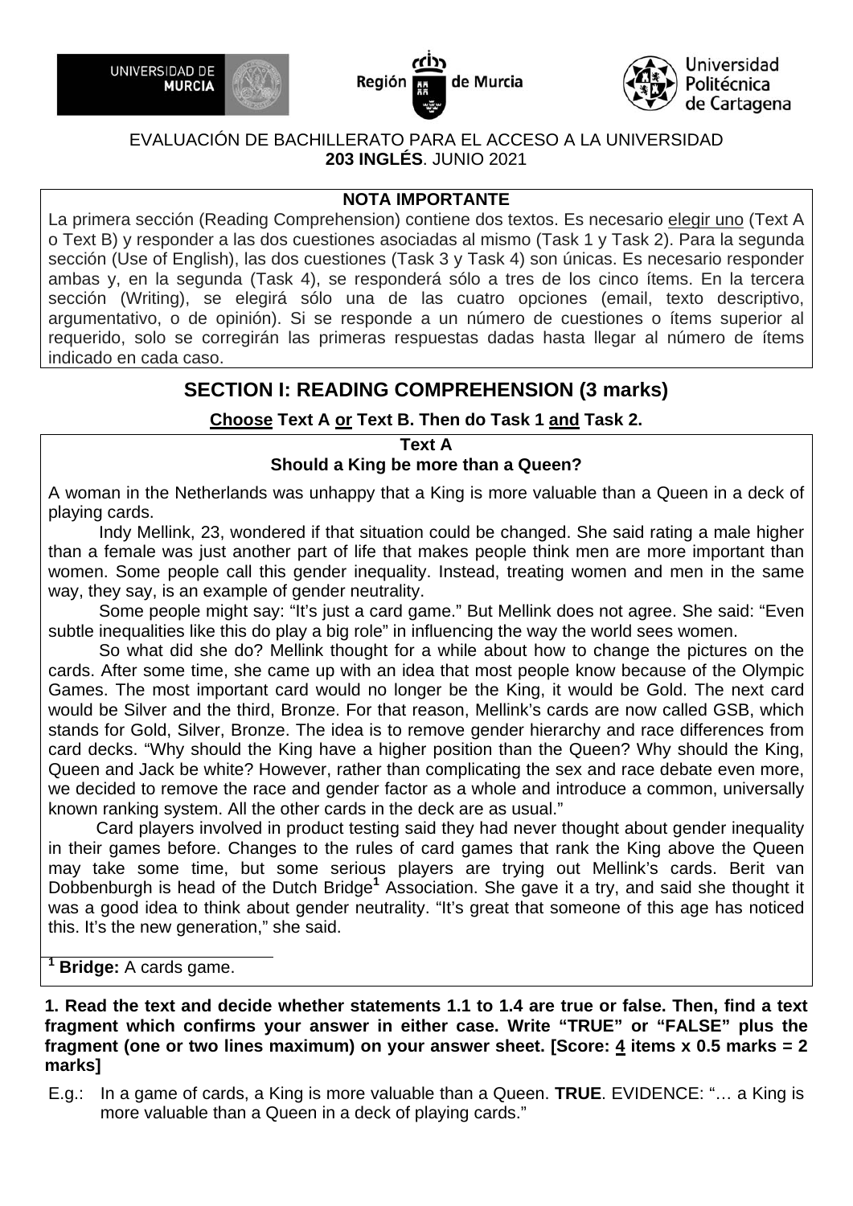UNIVERSIDAD DE MURCIA | Región de Murcia | Universidad Politécnica de Cartagena

EVALUACIÓN DE BACHILLERATO PARA EL ACCESO A LA UNIVERSIDAD
**203 INGLÉS**. JUNIO 2021

**NOTA IMPORTANTE**

La primera sección (Reading Comprehension) contiene dos textos. Es necesario elegir uno (Text A o Text B) y responder a las dos cuestiones asociadas al mismo (Task 1 y Task 2). Para la segunda sección (Use of English), las dos cuestiones (Task 3 y Task 4) son únicas. Es necesario responder ambas y, en la segunda (Task 4), se responderá sólo a tres de los cinco ítems. En la tercera sección (Writing), se elegirá sólo una de las cuatro opciones (email, texto descriptivo, argumentativo, o de opinión). Si se responde a un número de cuestiones o ítems superior al requerido, solo se corregirán las primeras respuestas dadas hasta llegar al número de ítems indicado en cada caso.

## SECTION I: READING COMPREHENSION (3 marks)

**Choose Text A or Text B. Then do Task 1 and Task 2.**

### Text A
### Should a King be more than a Queen?

A woman in the Netherlands was unhappy that a King is more valuable than a Queen in a deck of playing cards.

Indy Mellink, 23, wondered if that situation could be changed. She said rating a male higher than a female was just another part of life that makes people think men are more important than women. Some people call this gender inequality. Instead, treating women and men in the same way, they say, is an example of gender neutrality.

Some people might say: "It's just a card game." But Mellink does not agree. She said: "Even subtle inequalities like this do play a big role" in influencing the way the world sees women.

So what did she do? Mellink thought for a while about how to change the pictures on the cards. After some time, she came up with an idea that most people know because of the Olympic Games. The most important card would no longer be the King, it would be Gold. The next card would be Silver and the third, Bronze. For that reason, Mellink's cards are now called GSB, which stands for Gold, Silver, Bronze. The idea is to remove gender hierarchy and race differences from card decks. "Why should the King have a higher position than the Queen? Why should the King, Queen and Jack be white? However, rather than complicating the sex and race debate even more, we decided to remove the race and gender factor as a whole and introduce a common, universally known ranking system. All the other cards in the deck are as usual."

Card players involved in product testing said they had never thought about gender inequality in their games before. Changes to the rules of card games that rank the King above the Queen may take some time, but some serious players are trying out Mellink's cards. Berit van Dobbenburgh is head of the Dutch Bridge[1] Association. She gave it a try, and said she thought it was a good idea to think about gender neutrality. "It's great that someone of this age has noticed this. It's the new generation," she said.

[1] **Bridge:** A cards game.

**1. Read the text and decide whether statements 1.1 to 1.4 are true or false. Then, find a text fragment which confirms your answer in either case. Write "TRUE" or "FALSE" plus the fragment (one or two lines maximum) on your answer sheet. [Score: 4 items x 0.5 marks = 2 marks]**

E.g.: In a game of cards, a King is more valuable than a Queen. **TRUE**. EVIDENCE: "… a King is more valuable than a Queen in a deck of playing cards."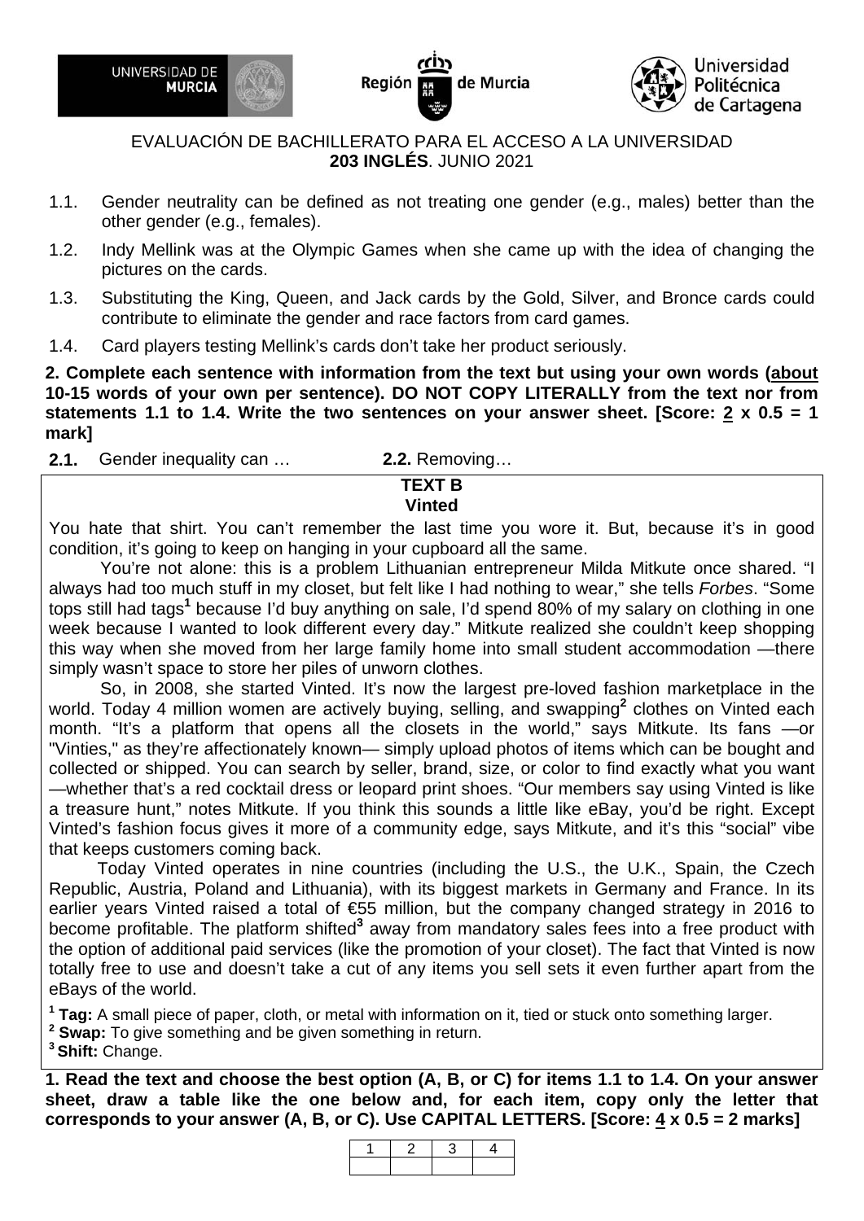EVALUACIÓN DE BACHILLERATO PARA EL ACCESO A LA UNIVERSIDAD
**203 INGLÉS**. JUNIO 2021

1.1. Gender neutrality can be defined as not treating one gender (e.g., males) better than the other gender (e.g., females).

1.2. Indy Mellink was at the Olympic Games when she came up with the idea of changing the pictures on the cards.

1.3. Substituting the King, Queen, and Jack cards by the Gold, Silver, and Bronce cards could contribute to eliminate the gender and race factors from card games.

1.4. Card players testing Mellink's cards don't take her product seriously.

**2. Complete each sentence with information from the text but using your own words (<u>about</u> 10-15 words of your own per sentence). DO NOT COPY LITERALLY from the text nor from statements 1.1 to 1.4. Write the two sentences on your answer sheet. [Score: <u>2</u> x 0.5 = 1 mark]**

**2.1.** Gender inequality can … **2.2.** Removing…

## TEXT B
### Vinted

You hate that shirt. You can't remember the last time you wore it. But, because it's in good condition, it's going to keep on hanging in your cupboard all the same.

You're not alone: this is a problem Lithuanian entrepreneur Milda Mitkute once shared. "I always had too much stuff in my closet, but felt like I had nothing to wear," she tells *Forbes*. "Some tops still had tags[1] because I'd buy anything on sale, I'd spend 80% of my salary on clothing in one week because I wanted to look different every day." Mitkute realized she couldn't keep shopping this way when she moved from her large family home into small student accommodation —there simply wasn't space to store her piles of unworn clothes.

So, in 2008, she started Vinted. It's now the largest pre-loved fashion marketplace in the world. Today 4 million women are actively buying, selling, and swapping[2] clothes on Vinted each month. "It's a platform that opens all the closets in the world," says Mitkute. Its fans —or "Vinties," as they're affectionately known— simply upload photos of items which can be bought and collected or shipped. You can search by seller, brand, size, or color to find exactly what you want —whether that's a red cocktail dress or leopard print shoes. "Our members say using Vinted is like a treasure hunt," notes Mitkute. If you think this sounds a little like eBay, you'd be right. Except Vinted's fashion focus gives it more of a community edge, says Mitkute, and it's this "social" vibe that keeps customers coming back.

Today Vinted operates in nine countries (including the U.S., the U.K., Spain, the Czech Republic, Austria, Poland and Lithuania), with its biggest markets in Germany and France. In its earlier years Vinted raised a total of €55 million, but the company changed strategy in 2016 to become profitable. The platform shifted[3] away from mandatory sales fees into a free product with the option of additional paid services (like the promotion of your closet). The fact that Vinted is now totally free to use and doesn't take a cut of any items you sell sets it even further apart from the eBays of the world.

[1] **Tag:** A small piece of paper, cloth, or metal with information on it, tied or stuck onto something larger.
[2] **Swap:** To give something and be given something in return.
[3] **Shift:** Change.

**1. Read the text and choose the best option (A, B, or C) for items 1.1 to 1.4. On your answer sheet, draw a table like the one below and, for each item, copy only the letter that corresponds to your answer (A, B, or C). Use CAPITAL LETTERS. [Score: <u>4</u> x 0.5 = 2 marks]**

| 1 | 2 | 3 | 4 |
|---|---|---|---|
| | | | |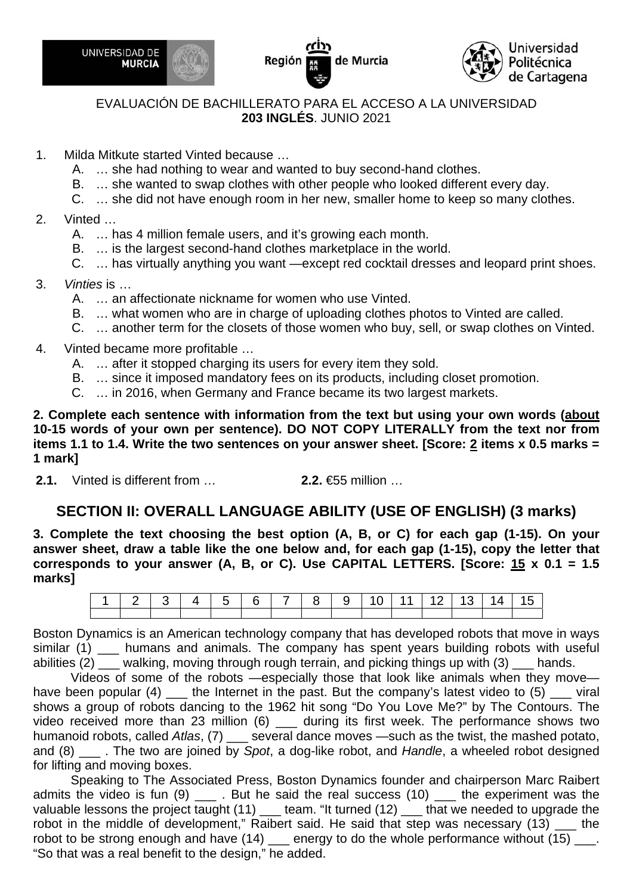EVALUACIÓN DE BACHILLERATO PARA EL ACCESO A LA UNIVERSIDAD
**203 INGLÉS**. JUNIO 2021

1. Milda Mitkute started Vinted because …
   - A. … she had nothing to wear and wanted to buy second-hand clothes.
   - B. … she wanted to swap clothes with other people who looked different every day.
   - C. … she did not have enough room in her new, smaller home to keep so many clothes.

2. Vinted …
   - A. … has 4 million female users, and it's growing each month.
   - B. … is the largest second-hand clothes marketplace in the world.
   - C. … has virtually anything you want —except red cocktail dresses and leopard print shoes.

3. *Vinties* is …
   - A. … an affectionate nickname for women who use Vinted.
   - B. … what women who are in charge of uploading clothes photos to Vinted are called.
   - C. … another term for the closets of those women who buy, sell, or swap clothes on Vinted.

4. Vinted became more profitable …
   - A. … after it stopped charging its users for every item they sold.
   - B. … since it imposed mandatory fees on its products, including closet promotion.
   - C. … in 2016, when Germany and France became its two largest markets.

**2. Complete each sentence with information from the text but using your own words (about 10-15 words of your own per sentence). DO NOT COPY LITERALLY from the text nor from items 1.1 to 1.4. Write the two sentences on your answer sheet. [Score: 2 items x 0.5 marks = 1 mark]**

**2.1.** Vinted is different from … **2.2.** €55 million …

## SECTION II: OVERALL LANGUAGE ABILITY (USE OF ENGLISH) (3 marks)

**3. Complete the text choosing the best option (A, B, or C) for each gap (1-15). On your answer sheet, draw a table like the one below and, for each gap (1-15), copy the letter that corresponds to your answer (A, B, or C). Use CAPITAL LETTERS. [Score: 15 x 0.1 = 1.5 marks]**

| 1 | 2 | 3 | 4 | 5 | 6 | 7 | 8 | 9 | 10 | 11 | 12 | 13 | 14 | 15 |
|---|---|---|---|---|---|---|---|---|---|---|---|---|---|---|
| | | | | | | | | | | | | | | |

Boston Dynamics is an American technology company that has developed robots that move in ways similar (1) ___ humans and animals. The company has spent years building robots with useful abilities (2) ___ walking, moving through rough terrain, and picking things up with (3) ___ hands.

Videos of some of the robots —especially those that look like animals when they move— have been popular (4) ___ the Internet in the past. But the company's latest video to (5) ___ viral shows a group of robots dancing to the 1962 hit song "Do You Love Me?" by The Contours. The video received more than 23 million (6) ___ during its first week. The performance shows two humanoid robots, called *Atlas*, (7) ___ several dance moves —such as the twist, the mashed potato, and (8) ___ . The two are joined by *Spot*, a dog-like robot, and *Handle*, a wheeled robot designed for lifting and moving boxes.

Speaking to The Associated Press, Boston Dynamics founder and chairperson Marc Raibert admits the video is fun (9) ___ . But he said the real success (10) ___ the experiment was the valuable lessons the project taught (11) ___ team. "It turned (12) ___ that we needed to upgrade the robot in the middle of development," Raibert said. He said that step was necessary (13) ___ the robot to be strong enough and have (14) ___ energy to do the whole performance without (15) ___. "So that was a real benefit to the design," he added.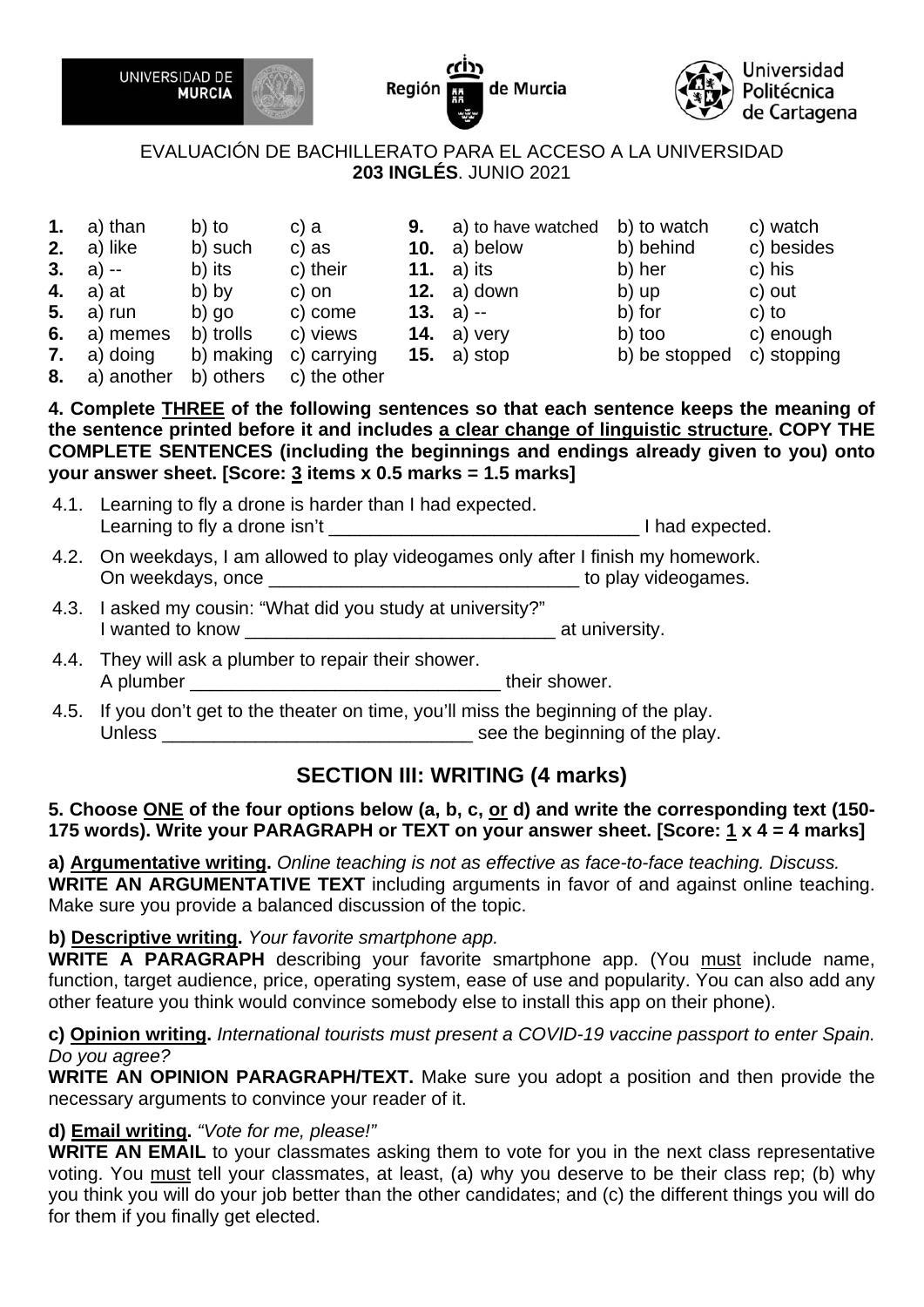EVALUACIÓN DE BACHILLERATO PARA EL ACCESO A LA UNIVERSIDAD
**203 INGLÉS**. JUNIO 2021

| | a) | b) | c) | | a) | b) | c) |
|---|---|---|---|---|---|---|---|
| **1.** | a) than | b) to | c) a | **9.** | a) to have watched | b) to watch | c) watch |
| **2.** | a) like | b) such | c) as | **10.** | a) below | b) behind | c) besides |
| **3.** | a) -- | b) its | c) their | **11.** | a) its | b) her | c) his |
| **4.** | a) at | b) by | c) on | **12.** | a) down | b) up | c) out |
| **5.** | a) run | b) go | c) come | **13.** | a) -- | b) for | c) to |
| **6.** | a) memes | b) trolls | c) views | **14.** | a) very | b) too | c) enough |
| **7.** | a) doing | b) making | c) carrying | **15.** | a) stop | b) be stopped | c) stopping |
| **8.** | a) another | b) others | c) the other | | | | |

**4. Complete THREE of the following sentences so that each sentence keeps the meaning of the sentence printed before it and includes a clear change of linguistic structure. COPY THE COMPLETE SENTENCES (including the beginnings and endings already given to you) onto your answer sheet. [Score: 3 items x 0.5 marks = 1.5 marks]**

4.1. Learning to fly a drone is harder than I had expected.
Learning to fly a drone isn't ______________________________ I had expected.

4.2. On weekdays, I am allowed to play videogames only after I finish my homework.
On weekdays, once ______________________________ to play videogames.

4.3. I asked my cousin: "What did you study at university?"
I wanted to know ______________________________ at university.

4.4. They will ask a plumber to repair their shower.
A plumber ______________________________ their shower.

4.5. If you don't get to the theater on time, you'll miss the beginning of the play.
Unless ______________________________ see the beginning of the play.

## SECTION III: WRITING (4 marks)

**5. Choose ONE of the four options below (a, b, c, or d) and write the corresponding text (150-175 words). Write your PARAGRAPH or TEXT on your answer sheet. [Score: 1 x 4 = 4 marks]**

**a) Argumentative writing.** *Online teaching is not as effective as face-to-face teaching. Discuss.*
**WRITE AN ARGUMENTATIVE TEXT** including arguments in favor of and against online teaching. Make sure you provide a balanced discussion of the topic.

**b) Descriptive writing.** *Your favorite smartphone app.*
**WRITE A PARAGRAPH** describing your favorite smartphone app. (You must include name, function, target audience, price, operating system, ease of use and popularity. You can also add any other feature you think would convince somebody else to install this app on their phone).

**c) Opinion writing.** *International tourists must present a COVID-19 vaccine passport to enter Spain. Do you agree?*
**WRITE AN OPINION PARAGRAPH/TEXT.** Make sure you adopt a position and then provide the necessary arguments to convince your reader of it.

**d) Email writing.** *"Vote for me, please!"*
**WRITE AN EMAIL** to your classmates asking them to vote for you in the next class representative voting. You must tell your classmates, at least, (a) why you deserve to be their class rep; (b) why you think you will do your job better than the other candidates; and (c) the different things you will do for them if you finally get elected.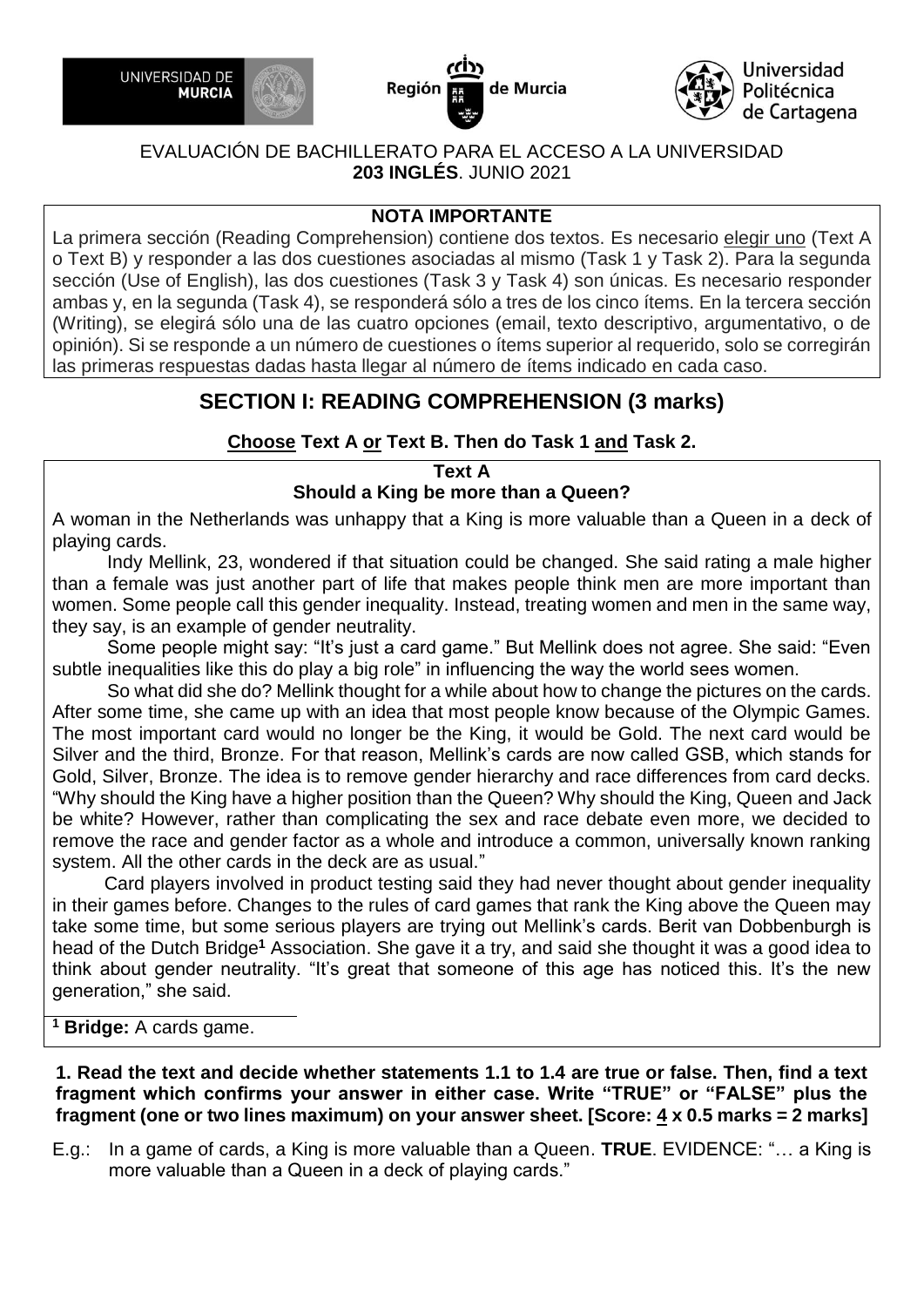UNIVERSIDAD DE MURCIA — Región de Murcia — Universidad Politécnica de Cartagena

EVALUACIÓN DE BACHILLERATO PARA EL ACCESO A LA UNIVERSIDAD
**203 INGLÉS**. JUNIO 2021

**NOTA IMPORTANTE**

La primera sección (Reading Comprehension) contiene dos textos. Es necesario elegir uno (Text A o Text B) y responder a las dos cuestiones asociadas al mismo (Task 1 y Task 2). Para la segunda sección (Use of English), las dos cuestiones (Task 3 y Task 4) son únicas. Es necesario responder ambas y, en la segunda (Task 4), se responderá sólo a tres de los cinco ítems. En la tercera sección (Writing), se elegirá sólo una de las cuatro opciones (email, texto descriptivo, argumentativo, o de opinión). Si se responde a un número de cuestiones o ítems superior al requerido, solo se corregirán las primeras respuestas dadas hasta llegar al número de ítems indicado en cada caso.

## SECTION I: READING COMPREHENSION (3 marks)

**Choose Text A or Text B. Then do Task 1 and Task 2.**

### Text A
### Should a King be more than a Queen?

A woman in the Netherlands was unhappy that a King is more valuable than a Queen in a deck of playing cards.

Indy Mellink, 23, wondered if that situation could be changed. She said rating a male higher than a female was just another part of life that makes people think men are more important than women. Some people call this gender inequality. Instead, treating women and men in the same way, they say, is an example of gender neutrality.

Some people might say: "It's just a card game." But Mellink does not agree. She said: "Even subtle inequalities like this do play a big role" in influencing the way the world sees women.

So what did she do? Mellink thought for a while about how to change the pictures on the cards. After some time, she came up with an idea that most people know because of the Olympic Games. The most important card would no longer be the King, it would be Gold. The next card would be Silver and the third, Bronze. For that reason, Mellink's cards are now called GSB, which stands for Gold, Silver, Bronze. The idea is to remove gender hierarchy and race differences from card decks. "Why should the King have a higher position than the Queen? Why should the King, Queen and Jack be white? However, rather than complicating the sex and race debate even more, we decided to remove the race and gender factor as a whole and introduce a common, universally known ranking system. All the other cards in the deck are as usual."

Card players involved in product testing said they had never thought about gender inequality in their games before. Changes to the rules of card games that rank the King above the Queen may take some time, but some serious players are trying out Mellink's cards. Berit van Dobbenburgh is head of the Dutch Bridge[1] Association. She gave it a try, and said she thought it was a good idea to think about gender neutrality. "It's great that someone of this age has noticed this. It's the new generation," she said.

[1] **Bridge:** A cards game.

**1. Read the text and decide whether statements 1.1 to 1.4 are true or false. Then, find a text fragment which confirms your answer in either case. Write "TRUE" or "FALSE" plus the fragment (one or two lines maximum) on your answer sheet. [Score: 4 x 0.5 marks = 2 marks]**

E.g.: In a game of cards, a King is more valuable than a Queen. **TRUE**. EVIDENCE: "… a King is more valuable than a Queen in a deck of playing cards."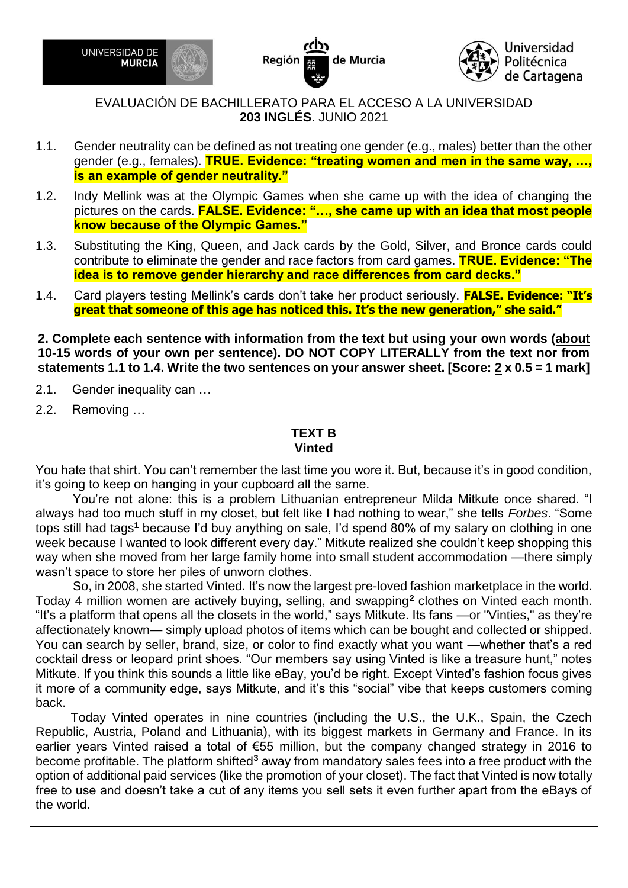EVALUACIÓN DE BACHILLERATO PARA EL ACCESO A LA UNIVERSIDAD
**203 INGLÉS**. JUNIO 2021

1.1. Gender neutrality can be defined as not treating one gender (e.g., males) better than the other gender (e.g., females). **TRUE. Evidence: "treating women and men in the same way, …, is an example of gender neutrality."**

1.2. Indy Mellink was at the Olympic Games when she came up with the idea of changing the pictures on the cards. **FALSE. Evidence: "…, she came up with an idea that most people know because of the Olympic Games."**

1.3. Substituting the King, Queen, and Jack cards by the Gold, Silver, and Bronce cards could contribute to eliminate the gender and race factors from card games. **TRUE. Evidence: "The idea is to remove gender hierarchy and race differences from card decks."**

1.4. Card players testing Mellink's cards don't take her product seriously. **FALSE. Evidence: "It's great that someone of this age has noticed this. It's the new generation," she said."**

**2. Complete each sentence with information from the text but using your own words (about 10-15 words of your own per sentence). DO NOT COPY LITERALLY from the text nor from statements 1.1 to 1.4. Write the two sentences on your answer sheet. [Score: 2 x 0.5 = 1 mark]**

2.1. Gender inequality can …

2.2. Removing …

**TEXT B**
**Vinted**

You hate that shirt. You can't remember the last time you wore it. But, because it's in good condition, it's going to keep on hanging in your cupboard all the same.

You're not alone: this is a problem Lithuanian entrepreneur Milda Mitkute once shared. "I always had too much stuff in my closet, but felt like I had nothing to wear," she tells *Forbes*. "Some tops still had tags[1] because I'd buy anything on sale, I'd spend 80% of my salary on clothing in one week because I wanted to look different every day." Mitkute realized she couldn't keep shopping this way when she moved from her large family home into small student accommodation —there simply wasn't space to store her piles of unworn clothes.

So, in 2008, she started Vinted. It's now the largest pre-loved fashion marketplace in the world. Today 4 million women are actively buying, selling, and swapping[2] clothes on Vinted each month. "It's a platform that opens all the closets in the world," says Mitkute. Its fans —or "Vinties," as they're affectionately known— simply upload photos of items which can be bought and collected or shipped. You can search by seller, brand, size, or color to find exactly what you want —whether that's a red cocktail dress or leopard print shoes. "Our members say using Vinted is like a treasure hunt," notes Mitkute. If you think this sounds a little like eBay, you'd be right. Except Vinted's fashion focus gives it more of a community edge, says Mitkute, and it's this "social" vibe that keeps customers coming back.

Today Vinted operates in nine countries (including the U.S., the U.K., Spain, the Czech Republic, Austria, Poland and Lithuania), with its biggest markets in Germany and France. In its earlier years Vinted raised a total of €55 million, but the company changed strategy in 2016 to become profitable. The platform shifted[3] away from mandatory sales fees into a free product with the option of additional paid services (like the promotion of your closet). The fact that Vinted is now totally free to use and doesn't take a cut of any items you sell sets it even further apart from the eBays of the world.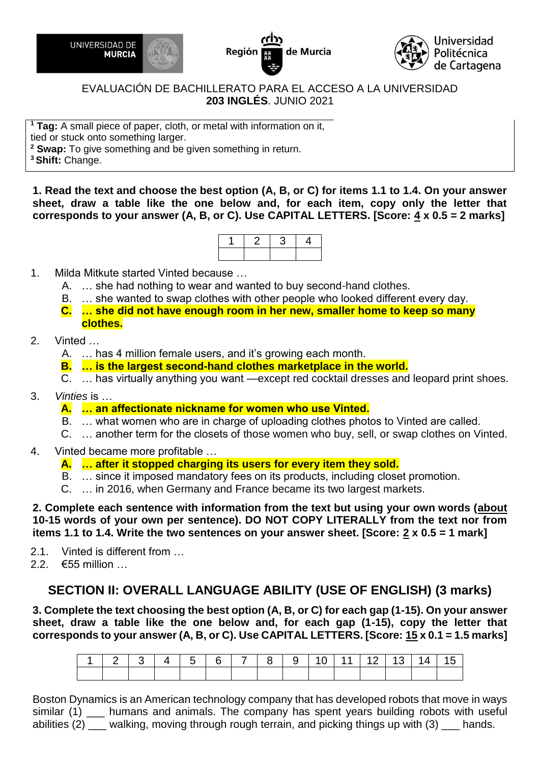EVALUACIÓN DE BACHILLERATO PARA EL ACCESO A LA UNIVERSIDAD
**203 INGLÉS**. JUNIO 2021

[1] **Tag:** A small piece of paper, cloth, or metal with information on it, tied or stuck onto something larger.
[2] **Swap:** To give something and be given something in return.
[3] **Shift:** Change.

**1. Read the text and choose the best option (A, B, or C) for items 1.1 to 1.4. On your answer sheet, draw a table like the one below and, for each item, copy only the letter that corresponds to your answer (A, B, or C). Use CAPITAL LETTERS. [Score: 4 x 0.5 = 2 marks]**

| 1 | 2 | 3 | 4 |
|---|---|---|---|
| | | | |

1. Milda Mitkute started Vinted because …
   - A. … she had nothing to wear and wanted to buy second-hand clothes.
   - B. … she wanted to swap clothes with other people who looked different every day.
   - **C. … she did not have enough room in her new, smaller home to keep so many clothes.**
2. Vinted …
   - A. … has 4 million female users, and it's growing each month.
   - **B. … is the largest second-hand clothes marketplace in the world.**
   - C. … has virtually anything you want —except red cocktail dresses and leopard print shoes.
3. *Vinties* is …
   - **A. … an affectionate nickname for women who use Vinted.**
   - B. … what women who are in charge of uploading clothes photos to Vinted are called.
   - C. … another term for the closets of those women who buy, sell, or swap clothes on Vinted.
4. Vinted became more profitable …
   - **A. … after it stopped charging its users for every item they sold.**
   - B. … since it imposed mandatory fees on its products, including closet promotion.
   - C. … in 2016, when Germany and France became its two largest markets.

**2. Complete each sentence with information from the text but using your own words (about 10-15 words of your own per sentence). DO NOT COPY LITERALLY from the text nor from items 1.1 to 1.4. Write the two sentences on your answer sheet. [Score: 2 x 0.5 = 1 mark]**

2.1. Vinted is different from …
2.2. €55 million …

## SECTION II: OVERALL LANGUAGE ABILITY (USE OF ENGLISH) (3 marks)

**3. Complete the text choosing the best option (A, B, or C) for each gap (1-15). On your answer sheet, draw a table like the one below and, for each gap (1-15), copy the letter that corresponds to your answer (A, B, or C). Use CAPITAL LETTERS. [Score: 15 x 0.1 = 1.5 marks]**

| 1 | 2 | 3 | 4 | 5 | 6 | 7 | 8 | 9 | 10 | 11 | 12 | 13 | 14 | 15 |
|---|---|---|---|---|---|---|---|---|---|---|---|---|---|---|
| | | | | | | | | | | | | | | |

Boston Dynamics is an American technology company that has developed robots that move in ways similar (1) ___ humans and animals. The company has spent years building robots with useful abilities (2) ___ walking, moving through rough terrain, and picking things up with (3) ___ hands.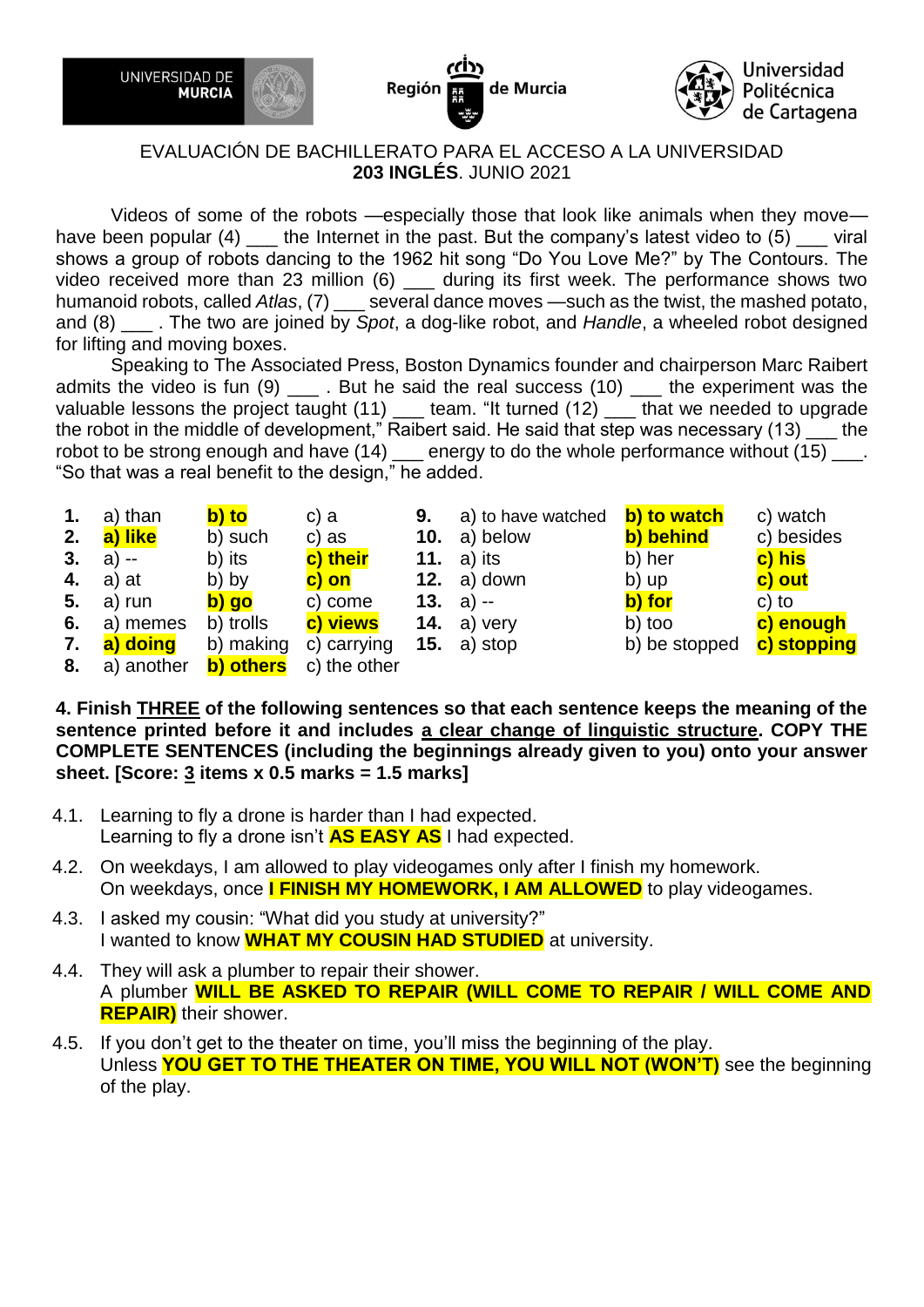EVALUACIÓN DE BACHILLERATO PARA EL ACCESO A LA UNIVERSIDAD
**203 INGLÉS**. JUNIO 2021

Videos of some of the robots —especially those that look like animals when they move— have been popular (4) ___ the Internet in the past. But the company's latest video to (5) ___ viral shows a group of robots dancing to the 1962 hit song "Do You Love Me?" by The Contours. The video received more than 23 million (6) ___ during its first week. The performance shows two humanoid robots, called *Atlas*, (7) ___ several dance moves —such as the twist, the mashed potato, and (8) ___ . The two are joined by *Spot*, a dog-like robot, and *Handle*, a wheeled robot designed for lifting and moving boxes.

Speaking to The Associated Press, Boston Dynamics founder and chairperson Marc Raibert admits the video is fun (9) ___ . But he said the real success (10) ___ the experiment was the valuable lessons the project taught (11) ___ team. "It turned (12) ___ that we needed to upgrade the robot in the middle of development," Raibert said. He said that step was necessary (13) ___ the robot to be strong enough and have (14) ___ energy to do the whole performance without (15) ___. "So that was a real benefit to the design," he added.

| | | | | | | | |
|---|---|---|---|---|---|---|---|
| **1.** | a) than | **b) to** | c) a | **9.** | a) to have watched | **b) to watch** | c) watch |
| **2.** | **a) like** | b) such | c) as | **10.** | a) below | **b) behind** | c) besides |
| **3.** | a) -- | b) its | **c) their** | **11.** | a) its | b) her | **c) his** |
| **4.** | a) at | b) by | **c) on** | **12.** | a) down | b) up | **c) out** |
| **5.** | a) run | **b) go** | c) come | **13.** | a) -- | **b) for** | c) to |
| **6.** | a) memes | b) trolls | **c) views** | **14.** | a) very | b) too | **c) enough** |
| **7.** | **a) doing** | b) making | c) carrying | **15.** | a) stop | b) be stopped | **c) stopping** |
| **8.** | a) another | **b) others** | c) the other | | | | |

**4. Finish THREE of the following sentences so that each sentence keeps the meaning of the sentence printed before it and includes a clear change of linguistic structure. COPY THE COMPLETE SENTENCES (including the beginnings already given to you) onto your answer sheet. [Score: 3 items x 0.5 marks = 1.5 marks]**

4.1. Learning to fly a drone is harder than I had expected.
Learning to fly a drone isn't **AS EASY AS** I had expected.

4.2. On weekdays, I am allowed to play videogames only after I finish my homework.
On weekdays, once **I FINISH MY HOMEWORK, I AM ALLOWED** to play videogames.

4.3. I asked my cousin: "What did you study at university?"
I wanted to know **WHAT MY COUSIN HAD STUDIED** at university.

4.4. They will ask a plumber to repair their shower.
A plumber **WILL BE ASKED TO REPAIR (WILL COME TO REPAIR / WILL COME AND REPAIR)** their shower.

4.5. If you don't get to the theater on time, you'll miss the beginning of the play.
Unless **YOU GET TO THE THEATER ON TIME, YOU WILL NOT (WON'T)** see the beginning of the play.